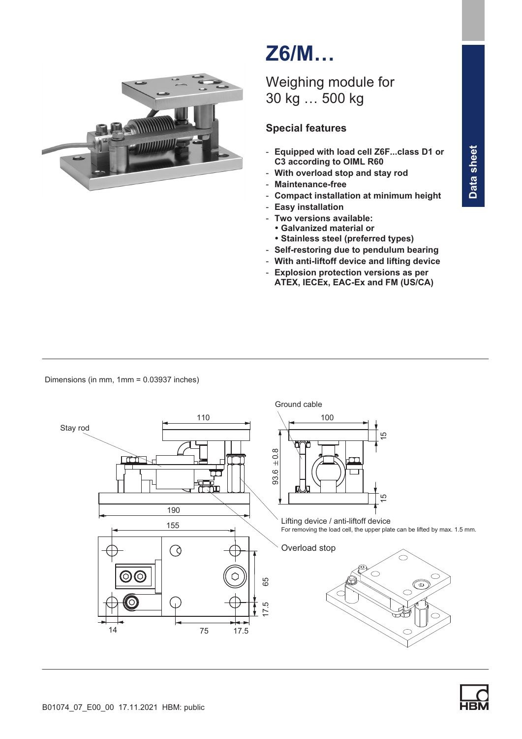# Z6/M…

Weighing module for
30 kg … 500 kg

## Special features

- **Equipped with load cell Z6F...class D1 or C3 according to OIML R60**
- **With overload stop and stay rod**
- **Maintenance-free**
- **Compact installation at minimum height**
- **Easy installation**
- **Two versions available:**
  - **Galvanized material or**
  - **Stainless steel (preferred types)**
- **Self-restoring due to pendulum bearing**
- **With anti-liftoff device and lifting device**
- **Explosion protection versions as per ATEX, IECEx, EAC-Ex and FM (US/CA)**

Data sheet

---

Dimensions (in mm, 1mm = 0.03937 inches)

Stay rod

Ground cable

Lifting device / anti-liftoff device
For removing the load cell, the upper plate can be lifted by max. 1.5 mm.

Overload stop

110, 190, 155, 14, 75, 17.5, 65, 17.5, 100, 15, 15, 93.6 ±0.8

---

B01074_07_E00_00 17.11.2021 HBM: public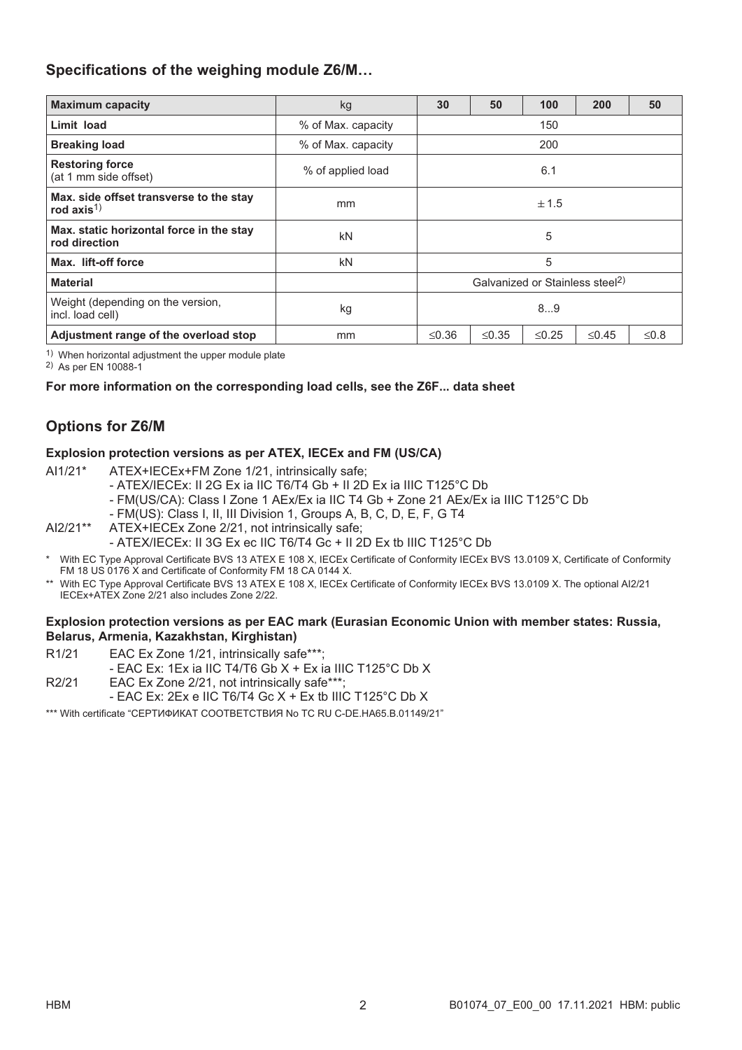## Specifications of the weighing module Z6/M…

| **Maximum capacity** | kg | **30** | **50** | **100** | **200** | **50** |
|---|---|---|---|---|---|---|
| **Limit load** | % of Max. capacity | 150 | | | | |
| **Breaking load** | % of Max. capacity | 200 | | | | |
| **Restoring force** (at 1 mm side offset) | % of applied load | 6.1 | | | | |
| **Max. side offset transverse to the stay rod axis**[1] | mm | ± 1.5 | | | | |
| **Max. static horizontal force in the stay rod direction** | kN | 5 | | | | |
| **Max. lift-off force** | kN | 5 | | | | |
| **Material** | | Galvanized or Stainless steel[2] | | | | |
| Weight (depending on the version, incl. load cell) | kg | 8...9 | | | | |
| **Adjustment range of the overload stop** | mm | ≤0.36 | ≤0.35 | ≤0.25 | ≤0.45 | ≤0.8 |

[1] When horizontal adjustment the upper module plate
[2] As per EN 10088-1

**For more information on the corresponding load cells, see the Z6F... data sheet**

## Options for Z6/M

### Explosion protection versions as per ATEX, IECEx and FM (US/CA)

AI1/21* ATEX+IECEx+FM Zone 1/21, intrinsically safe;
- ATEX/IECEx: II 2G Ex ia IIC T6/T4 Gb + II 2D Ex ia IIIC T125°C Db
- FM(US/CA): Class I Zone 1 AEx/Ex ia IIC T4 Gb + Zone 21 AEx/Ex ia IIIC T125°C Db
- FM(US): Class I, II, III Division 1, Groups A, B, C, D, E, F, G T4

AI2/21** ATEX+IECEx Zone 2/21, not intrinsically safe;
- ATEX/IECEx: II 3G Ex ec IIC T6/T4 Gc + II 2D Ex tb IIIC T125°C Db

\* With EC Type Approval Certificate BVS 13 ATEX E 108 X, IECEx Certificate of Conformity IECEx BVS 13.0109 X, Certificate of Conformity FM 18 US 0176 X and Certificate of Conformity FM 18 CA 0144 X.

\** With EC Type Approval Certificate BVS 13 ATEX E 108 X, IECEx Certificate of Conformity IECEx BVS 13.0109 X. The optional AI2/21 IECEx+ATEX Zone 2/21 also includes Zone 2/22.

### Explosion protection versions as per EAC mark (Eurasian Economic Union with member states: Russia, Belarus, Armenia, Kazakhstan, Kirghistan)

R1/21 EAC Ex Zone 1/21, intrinsically safe***;
- EAC Ex: 1Ex ia IIC T4/T6 Gb X + Ex ia IIIC T125°C Db X

R2/21 EAC Ex Zone 2/21, not intrinsically safe***;
- EAC Ex: 2Ex e IIC T6/T4 Gc X + Ex tb IIIC T125°C Db X

\*** With certificate "СЕРТИФИКАТ СООТВЕТСТВИЯ No TC RU C-DE.HA65.B.01149/21"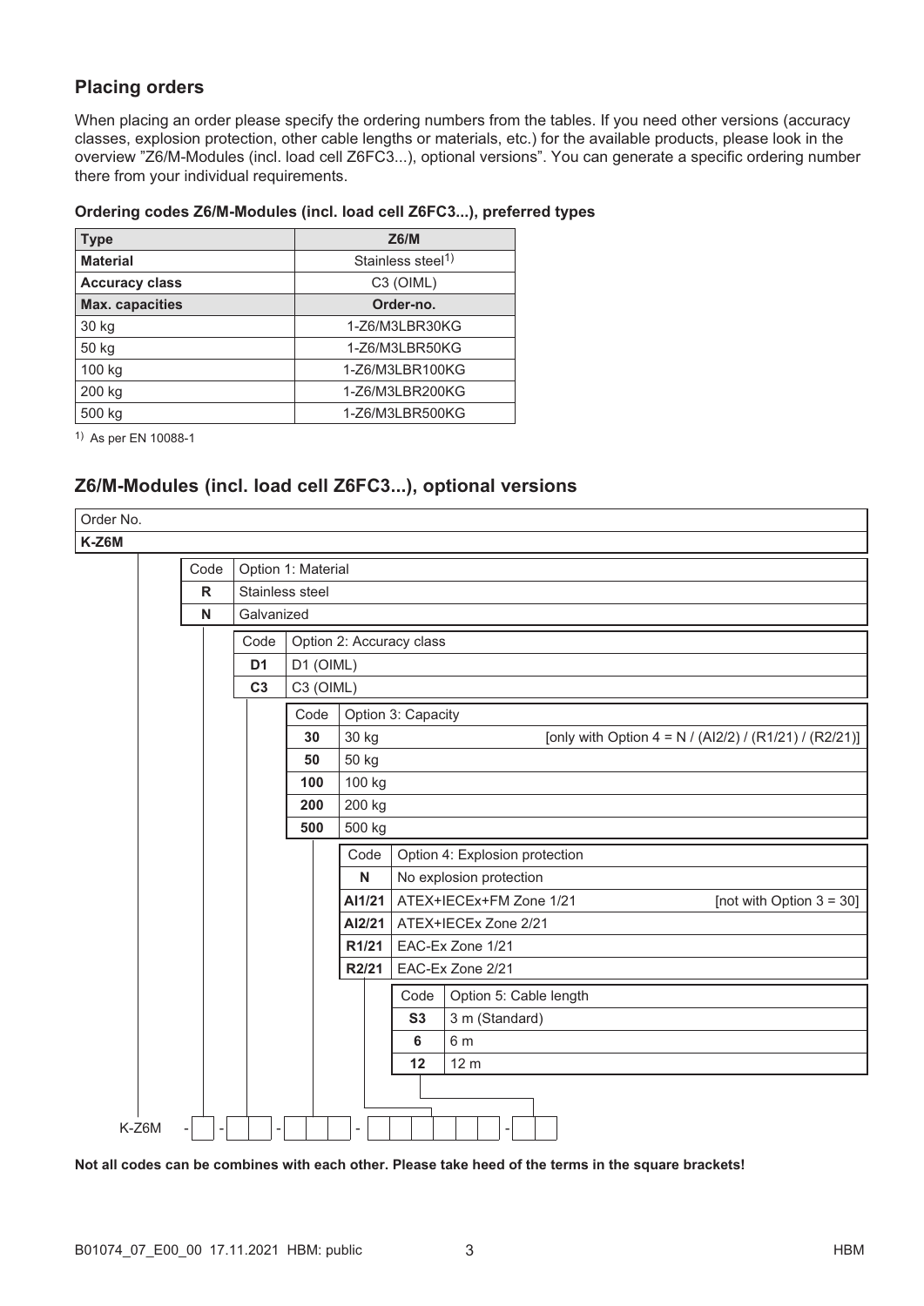## Placing orders

When placing an order please specify the ordering numbers from the tables. If you need other versions (accuracy classes, explosion protection, other cable lengths or materials, etc.) for the available products, please look in the overview "Z6/M-Modules (incl. load cell Z6FC3...), optional versions". You can generate a specific ordering number there from your individual requirements.

**Ordering codes Z6/M-Modules (incl. load cell Z6FC3...), preferred types**

| Type | Z6/M |
|---|---|
| **Material** | Stainless steel[1] |
| **Accuracy class** | C3 (OIML) |
| **Max. capacities** | **Order-no.** |
| 30 kg | 1-Z6/M3LBR30KG |
| 50 kg | 1-Z6/M3LBR50KG |
| 100 kg | 1-Z6/M3LBR100KG |
| 200 kg | 1-Z6/M3LBR200KG |
| 500 kg | 1-Z6/M3LBR500KG |

[1] As per EN 10088-1

## Z6/M-Modules (incl. load cell Z6FC3...), optional versions

Order No.

**K-Z6M**

| Code | Option 1: Material |
|---|---|
| **R** | Stainless steel |
| **N** | Galvanized |

| Code | Option 2: Accuracy class |
|---|---|
| **D1** | D1 (OIML) |
| **C3** | C3 (OIML) |

| Code | Option 3: Capacity | |
|---|---|---|
| **30** | 30 kg | [only with Option 4 = N / (AI2/2) / (R1/21) / (R2/21)] |
| **50** | 50 kg | |
| **100** | 100 kg | |
| **200** | 200 kg | |
| **500** | 500 kg | |

| Code | Option 4: Explosion protection | |
|---|---|---|
| **N** | No explosion protection | |
| **AI1/21** | ATEX+IECEx+FM Zone 1/21 | [not with Option 3 = 30] |
| **AI2/21** | ATEX+IECEx Zone 2/21 | |
| **R1/21** | EAC-Ex Zone 1/21 | |
| **R2/21** | EAC-Ex Zone 2/21 | |

| Code | Option 5: Cable length |
|---|---|
| **S3** | 3 m (Standard) |
| **6** | 6 m |
| **12** | 12 m |

K-Z6M - [ ] - [ ][ ] - [ ][ ][ ] - [ ][ ][ ][ ][ ][ ] - [ ][ ]

**Not all codes can be combines with each other. Please take heed of the terms in the square brackets!**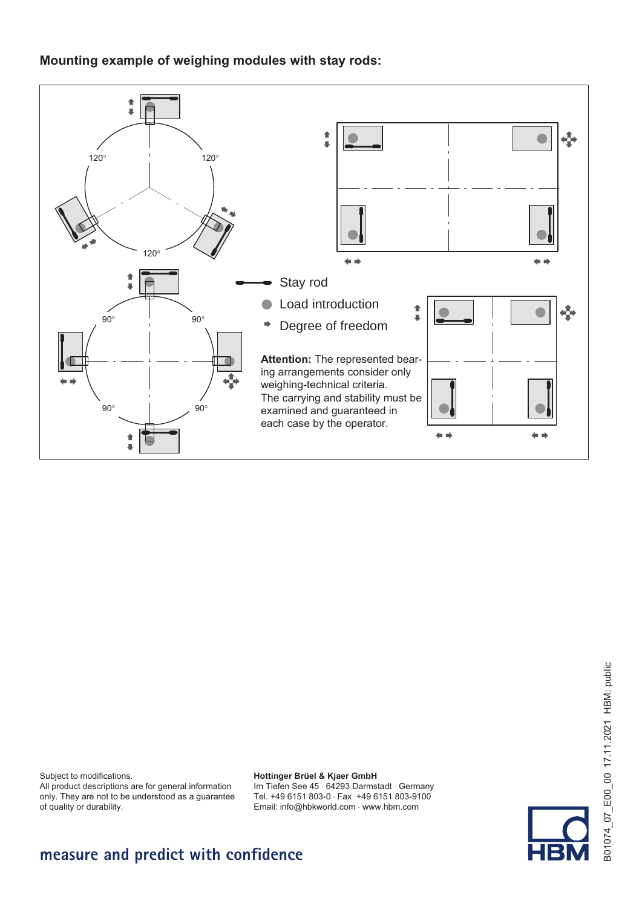## Mounting example of weighing modules with stay rods:

120°

120°

120°

90°

90°

90°

90°

Stay rod

Load introduction

Degree of freedom

**Attention:** The represented bearing arrangements consider only weighing-technical criteria.
The carrying and stability must be examined and guaranteed in each case by the operator.

Subject to modifications.
All product descriptions are for general information only. They are not to be understood as a guarantee of quality or durability.

**Hottinger Brüel & Kjaer GmbH**
Im Tiefen See 45 · 64293 Darmstadt · Germany
Tel. +49 6151 803-0 · Fax +49 6151 803-9100
Email: info@hbkworld.com · www.hbm.com

measure and predict with confidence

B01074_07_E00_00 17.11.2021 HBM: public